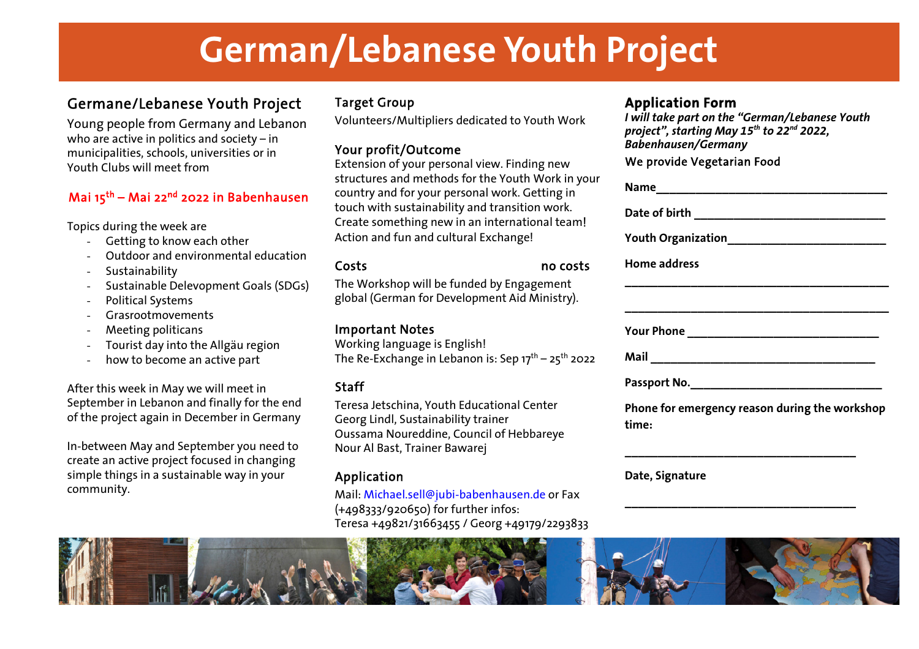# German/Lebanese Youth Project

## Germane/Lebanese Youth Project

Young people from Germany and Lebanon who are active in politics and society – in municipalities, schools, universities or in Youth Clubs will meet from

**Mai 15th – Mai 22nd 2022 in Babenhausen**

Topics during the week are

- Getting to know each other
- Outdoor and environmental education
- Sustainability
- Sustainable Delevopment Goals (SDGs)
- Political Systems
- Grasrootmovements
- Meeting politicans
- Tourist day into the Allgäu region
- how to become an active part

After this week in May we will meet in September in Lebanon and finally for the end of the project again in December in Germany

In-between May and September you need to create an active project focused in changing simple things in a sustainable way in your community.

## Target Group

Volunteers/Multipliers dedicated to Youth Work

## Your profit/Outcome

Extension of your personal view. Finding new structures and methods for the Youth Work in your country and for your personal work. Getting in touch with sustainability and transition work. Create something new in an international team! Action and fun and cultural Exchange!

## Costs — no costs

The Workshop will be funded by Engagement global (German for Development Aid Ministry).

## Important Notes

Working language is English!
The Re-Exchange in Lebanon is: Sep 17th – 25th 2022

## Staff

Teresa Jetschina, Youth Educational Center
Georg Lindl, Sustainability trainer
Oussama Noureddine, Council of Hebbareye
Nour Al Bast, Trainer Bawarej

## Application

Mail: Michael.sell@jubi-babenhausen.de or Fax (+498333/920650) for further infos:
Teresa +49821/31663455 / Georg +49179/2293833

## Application Form

***I will take part on the "German/Lebanese Youth project", starting May 15th to 22nd 2022, Babenhausen/Germany***

We provide Vegetarian Food

**Name**\_\_\_\_\_\_\_\_\_\_\_\_\_\_\_\_\_\_\_\_\_\_\_\_\_\_\_\_\_\_\_\_\_\_

**Date of birth** \_\_\_\_\_\_\_\_\_\_\_\_\_\_\_\_\_\_\_\_\_\_\_\_\_\_\_\_\_

**Youth Organization**\_\_\_\_\_\_\_\_\_\_\_\_\_\_\_\_\_\_\_\_\_\_\_\_

**Home address**

\_\_\_\_\_\_\_\_\_\_\_\_\_\_\_\_\_\_\_\_\_\_\_\_\_\_\_\_\_\_\_\_\_\_\_\_\_\_\_\_

\_\_\_\_\_\_\_\_\_\_\_\_\_\_\_\_\_\_\_\_\_\_\_\_\_\_\_\_\_\_\_\_\_\_\_\_\_\_\_\_

**Your Phone** \_\_\_\_\_\_\_\_\_\_\_\_\_\_\_\_\_\_\_\_\_\_\_\_\_\_\_\_\_

**Mail** \_\_\_\_\_\_\_\_\_\_\_\_\_\_\_\_\_\_\_\_\_\_\_\_\_\_\_\_\_\_\_\_\_\_\_

**Passport No.**\_\_\_\_\_\_\_\_\_\_\_\_\_\_\_\_\_\_\_\_\_\_\_\_\_\_\_\_\_

**Phone for emergency reason during the workshop time:**

\_\_\_\_\_\_\_\_\_\_\_\_\_\_\_\_\_\_\_\_\_\_\_\_\_\_\_\_\_\_\_\_\_\_\_\_

**Date, Signature**

\_\_\_\_\_\_\_\_\_\_\_\_\_\_\_\_\_\_\_\_\_\_\_\_\_\_\_\_\_\_\_\_\_\_\_\_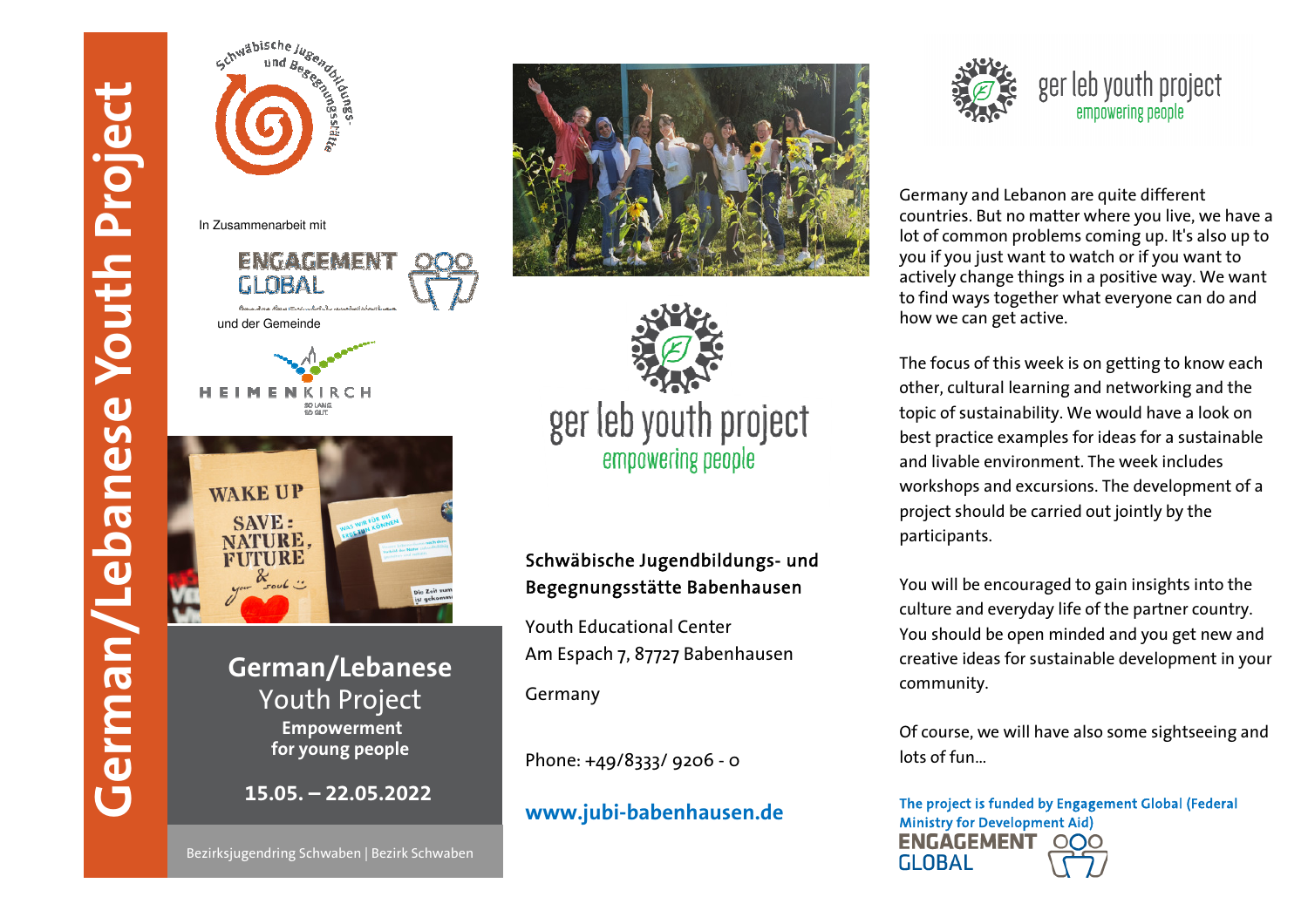# German/Lebanese Youth Project

Schwäbische Jugendbildungs- und Begegnungsstätte

In Zusammenarbeit mit

ENGAGEMENT GLOBAL

und der Gemeinde

HEIMENKIRCH

## German/Lebanese Youth Project

**Empowerment for young people**

**15.05. – 22.05.2022**

Bezirksjugendring Schwaben | Bezirk Schwaben

ger leb youth project
empowering people

**Schwäbische Jugendbildungs- und Begegnungsstätte Babenhausen**

Youth Educational Center
Am Espach 7, 87727 Babenhausen

Germany

Phone: +49/8333/ 9206 - 0

**www.jubi-babenhausen.de**

ger leb youth project
empowering people

Germany and Lebanon are quite different countries. But no matter where you live, we have a lot of common problems coming up. It's also up to you if you just want to watch or if you want to actively change things in a positive way. We want to find ways together what everyone can do and how we can get active.

The focus of this week is on getting to know each other, cultural learning and networking and the topic of sustainability. We would have a look on best practice examples for ideas for a sustainable and livable environment. The week includes workshops and excursions. The development of a project should be carried out jointly by the participants.

You will be encouraged to gain insights into the culture and everyday life of the partner country. You should be open minded and you get new and creative ideas for sustainable development in your community.

Of course, we will have also some sightseeing and lots of fun...

**The project is funded by Engagement Global (Federal Ministry for Development Aid)**

ENGAGEMENT GLOBAL